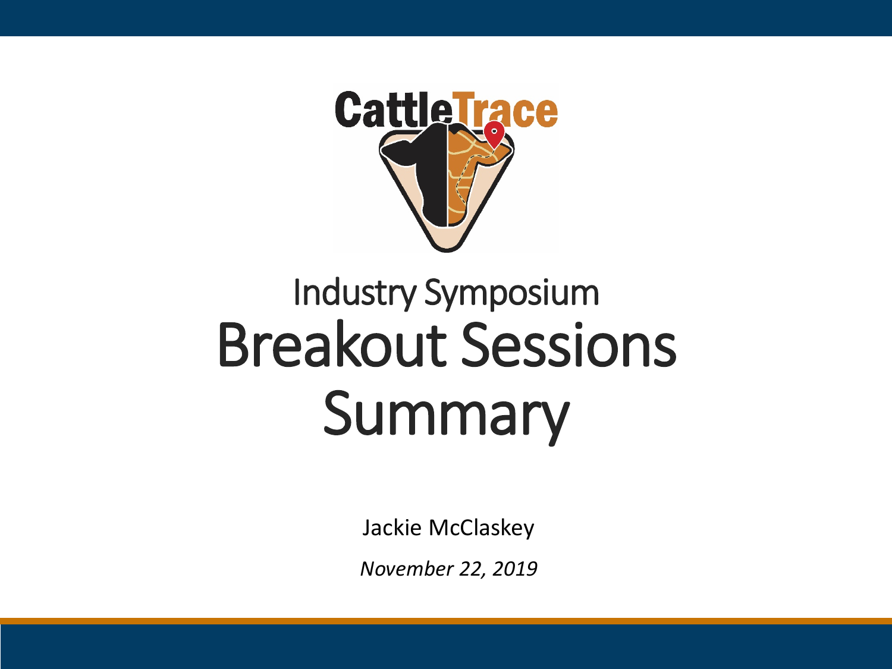CattleTrace

# Industry Symposium
# Breakout Sessions Summary

Jackie McClaskey

*November 22, 2019*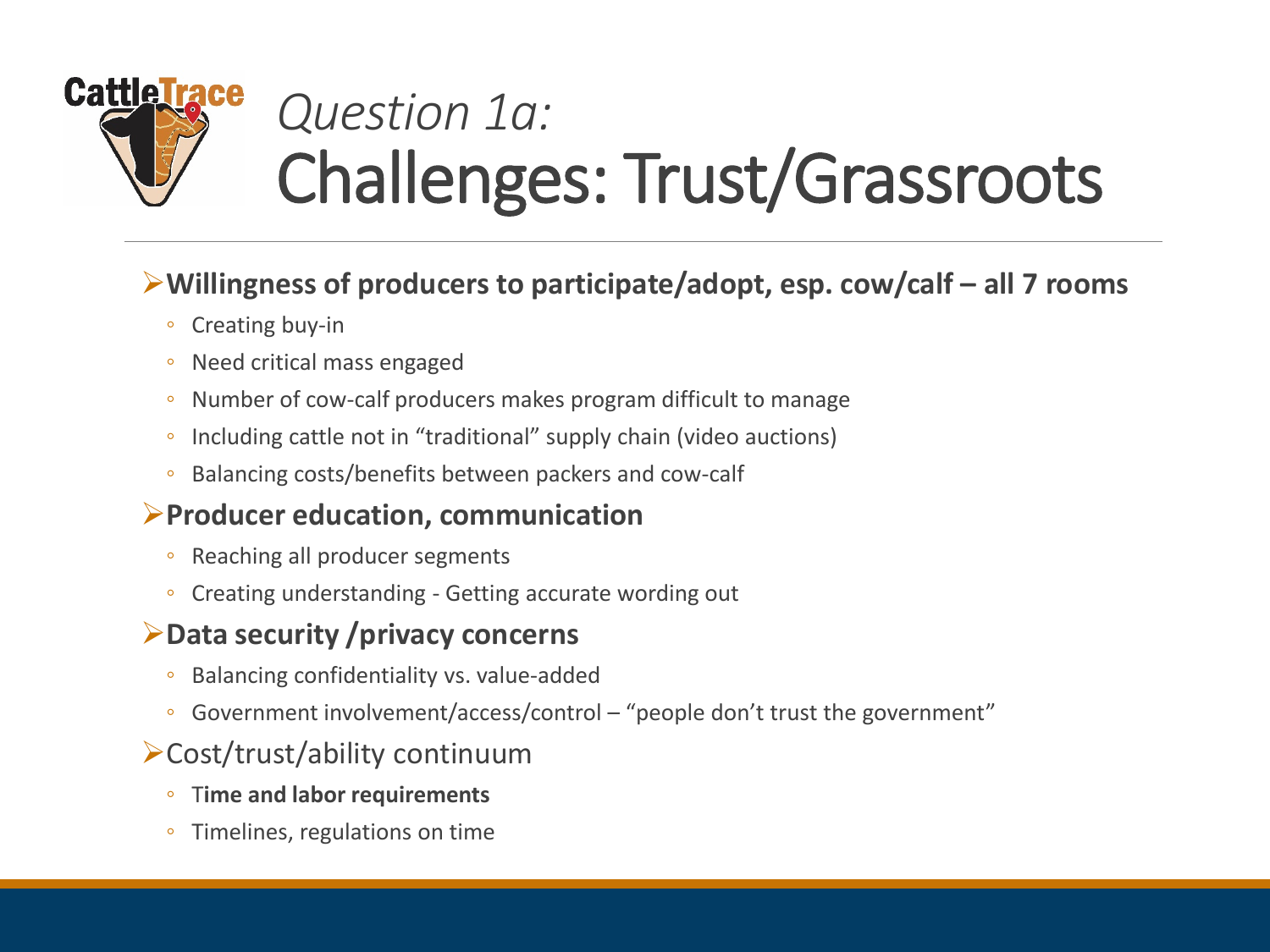# *Question 1a:* Challenges: Trust/Grassroots

- **Willingness of producers to participate/adopt, esp. cow/calf – all 7 rooms**
  - Creating buy-in
  - Need critical mass engaged
  - Number of cow-calf producers makes program difficult to manage
  - Including cattle not in "traditional" supply chain (video auctions)
  - Balancing costs/benefits between packers and cow-calf
- **Producer education, communication**
  - Reaching all producer segments
  - Creating understanding - Getting accurate wording out
- **Data security /privacy concerns**
  - Balancing confidentiality vs. value-added
  - Government involvement/access/control – "people don't trust the government"
- Cost/trust/ability continuum
  - T**ime and labor requirements**
  - Timelines, regulations on time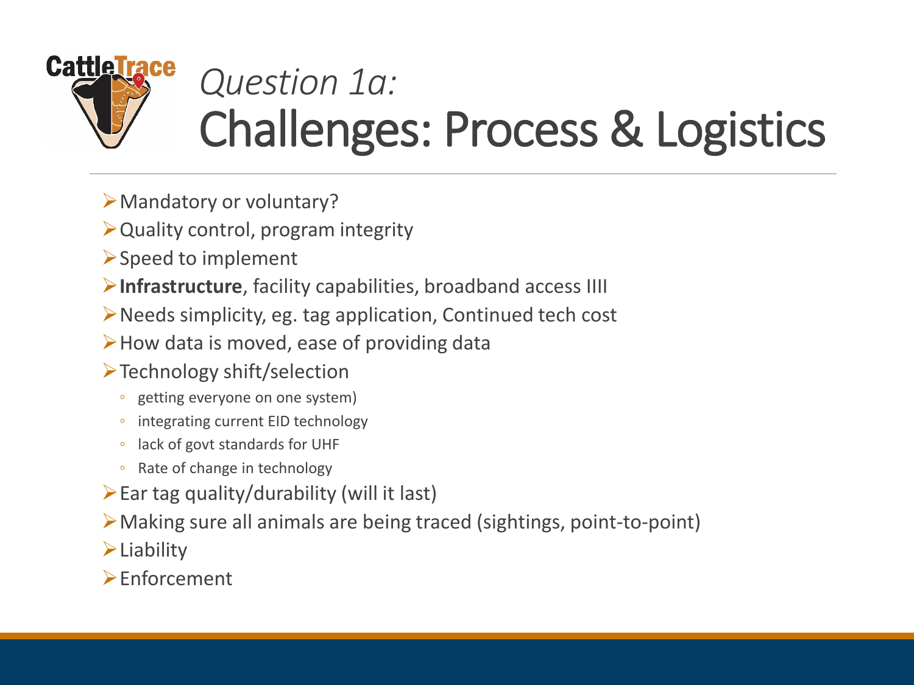# *Question 1a:* Challenges: Process & Logistics

- Mandatory or voluntary?
- Quality control, program integrity
- Speed to implement
- **Infrastructure**, facility capabilities, broadband access IIII
- Needs simplicity, eg. tag application, Continued tech cost
- How data is moved, ease of providing data
- Technology shift/selection
  - getting everyone on one system)
  - integrating current EID technology
  - lack of govt standards for UHF
  - Rate of change in technology
- Ear tag quality/durability (will it last)
- Making sure all animals are being traced (sightings, point-to-point)
- Liability
- Enforcement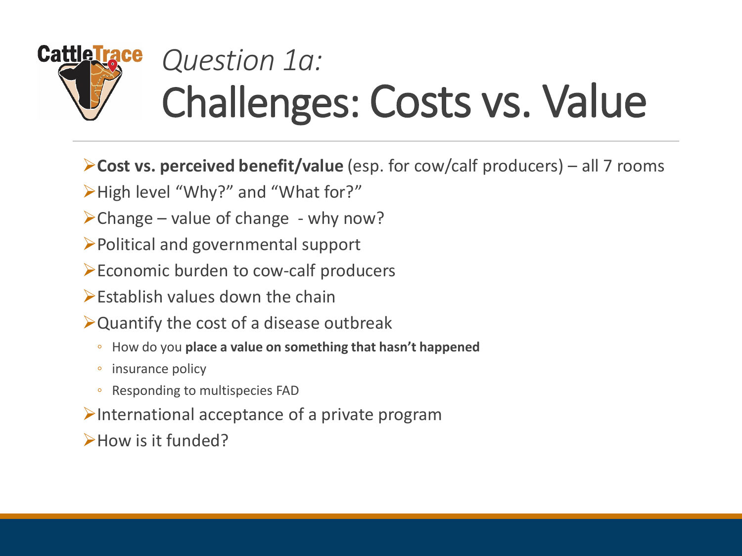# *Question 1a:* Challenges: Costs vs. Value

- **Cost vs. perceived benefit/value** (esp. for cow/calf producers) – all 7 rooms
- High level "Why?" and "What for?"
- Change – value of change - why now?
- Political and governmental support
- Economic burden to cow-calf producers
- Establish values down the chain
- Quantify the cost of a disease outbreak
  - How do you **place a value on something that hasn't happened**
  - insurance policy
  - Responding to multispecies FAD
- International acceptance of a private program
- How is it funded?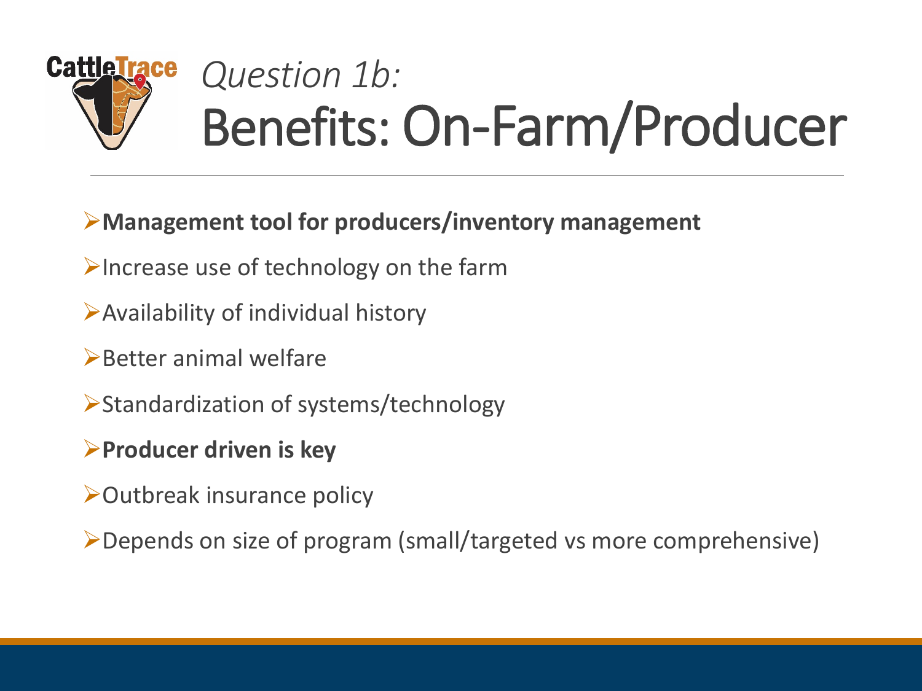# *Question 1b:* Benefits: On-Farm/Producer

- **Management tool for producers/inventory management**
- Increase use of technology on the farm
- Availability of individual history
- Better animal welfare
- Standardization of systems/technology
- **Producer driven is key**
- Outbreak insurance policy
- Depends on size of program (small/targeted vs more comprehensive)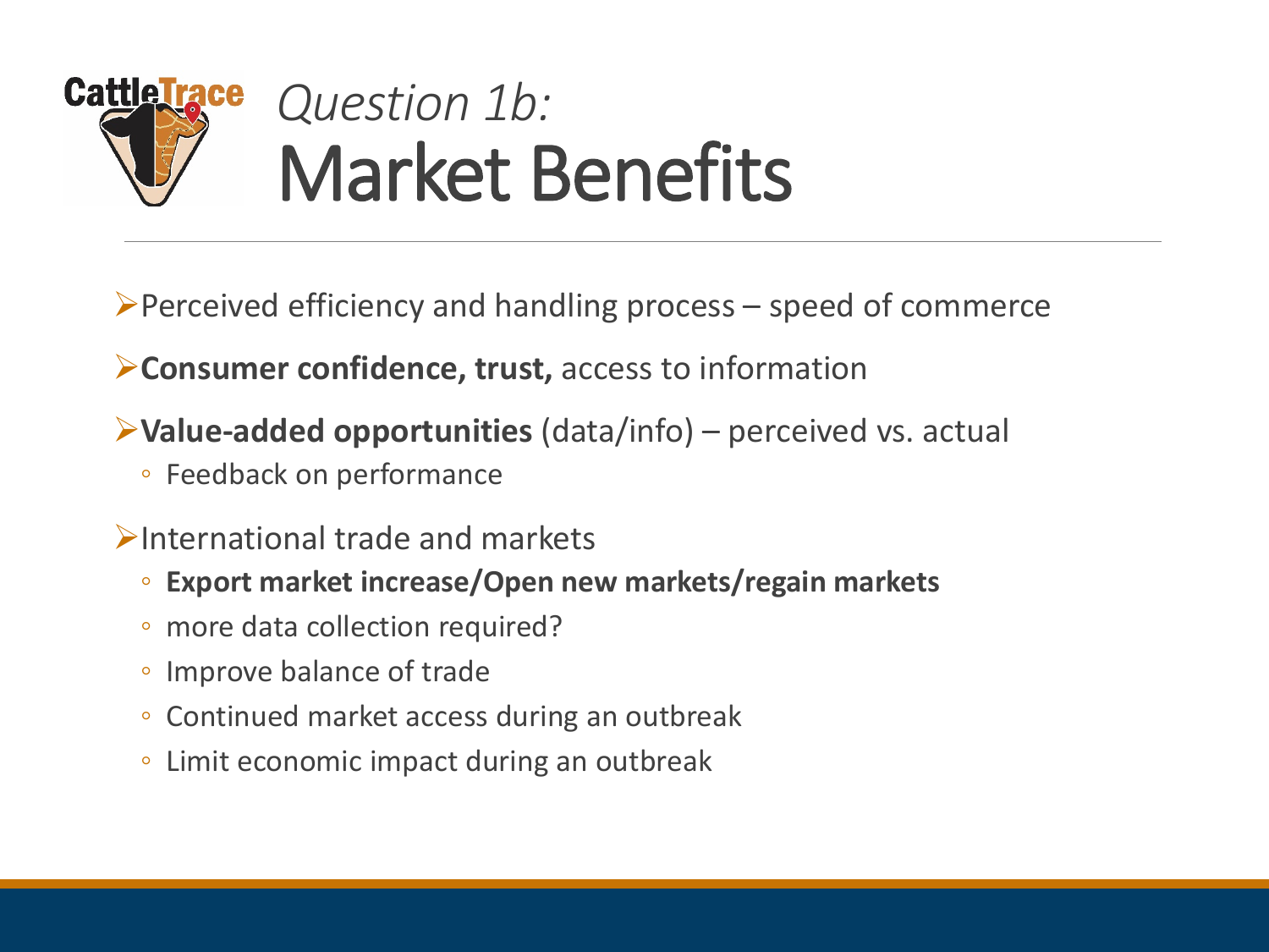# *Question 1b:* Market Benefits

- Perceived efficiency and handling process – speed of commerce
- **Consumer confidence, trust,** access to information
- **Value-added opportunities** (data/info) – perceived vs. actual
  - Feedback on performance
- International trade and markets
  - **Export market increase/Open new markets/regain markets**
  - more data collection required?
  - Improve balance of trade
  - Continued market access during an outbreak
  - Limit economic impact during an outbreak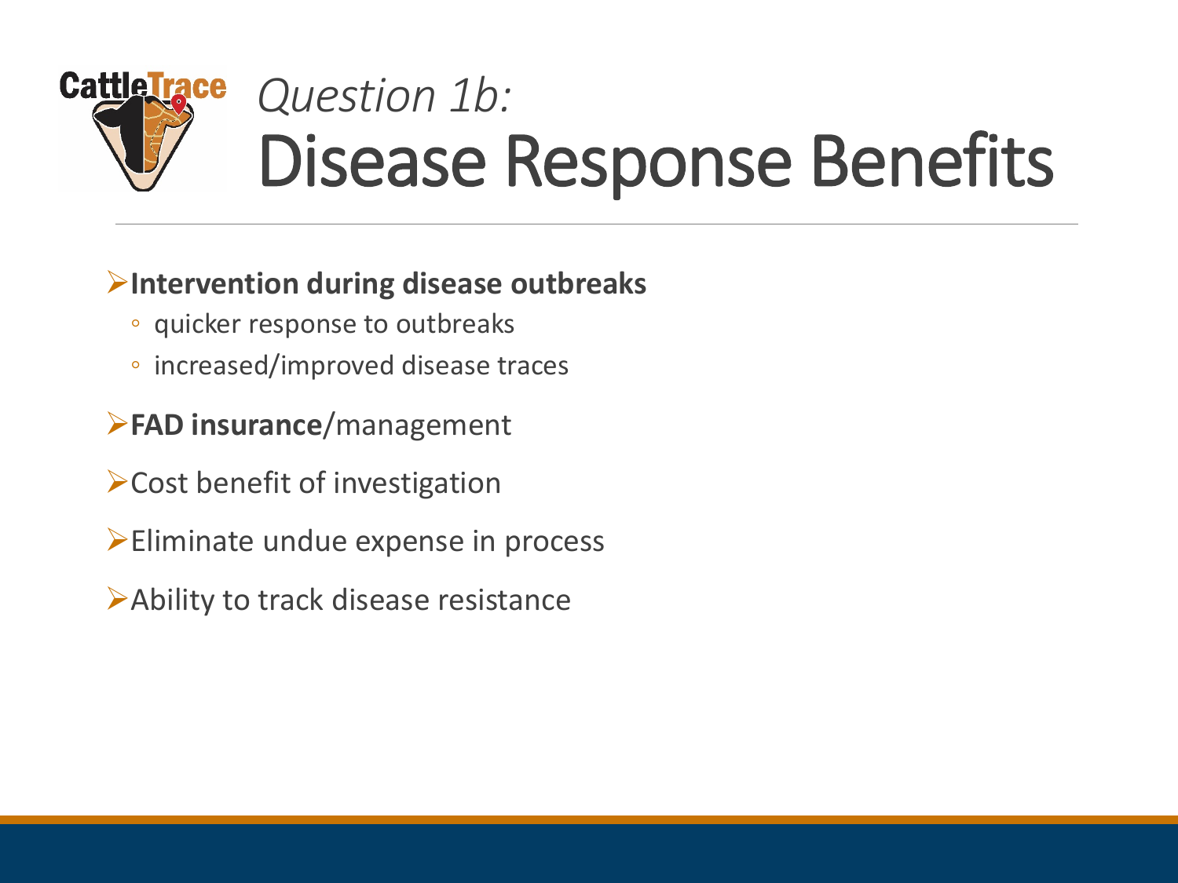# *Question 1b:*
# Disease Response Benefits

- **Intervention during disease outbreaks**
  - quicker response to outbreaks
  - increased/improved disease traces
- **FAD insurance**/management
- Cost benefit of investigation
- Eliminate undue expense in process
- Ability to track disease resistance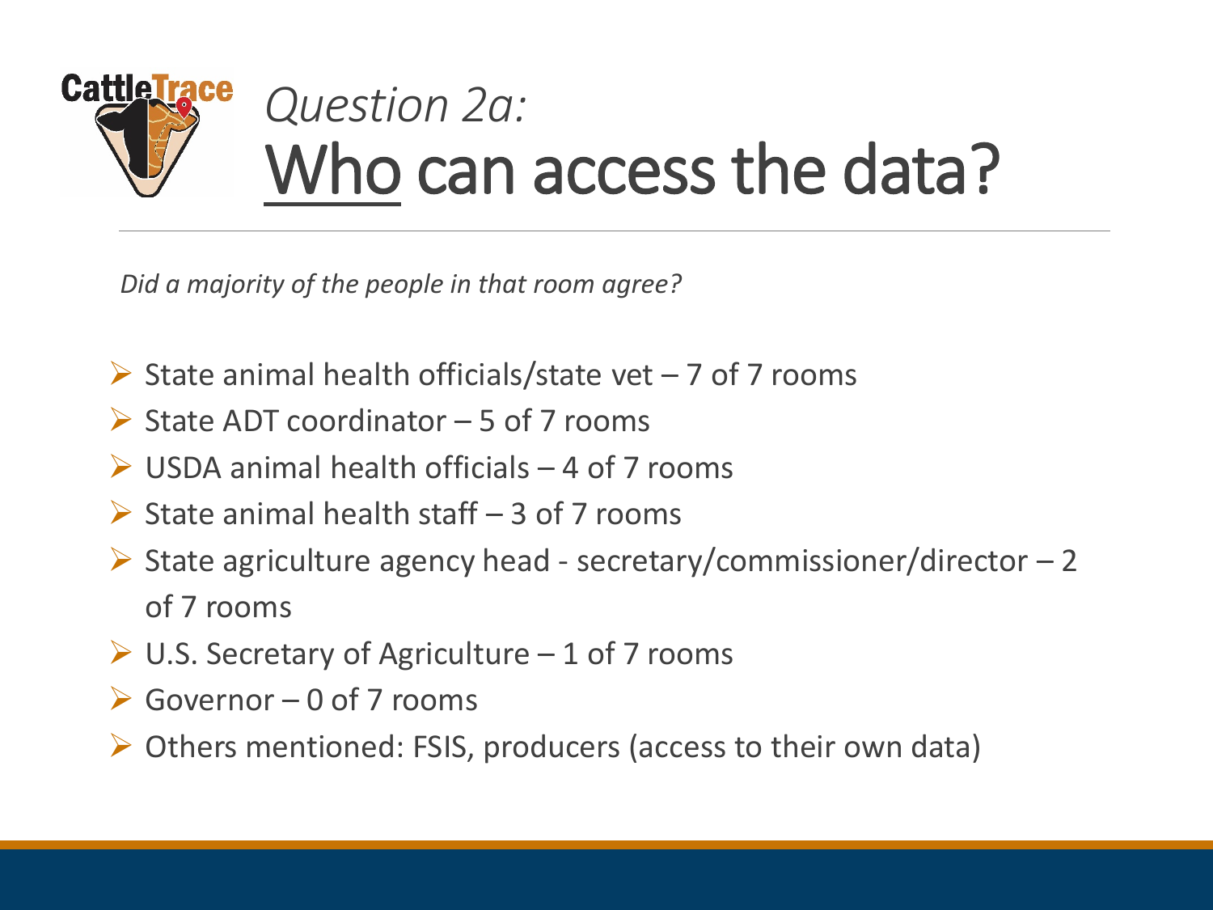# *Question 2a:* Who can access the data?

*Did a majority of the people in that room agree?*

- State animal health officials/state vet – 7 of 7 rooms
- State ADT coordinator – 5 of 7 rooms
- USDA animal health officials – 4 of 7 rooms
- State animal health staff – 3 of 7 rooms
- State agriculture agency head - secretary/commissioner/director – 2 of 7 rooms
- U.S. Secretary of Agriculture – 1 of 7 rooms
- Governor – 0 of 7 rooms
- Others mentioned: FSIS, producers (access to their own data)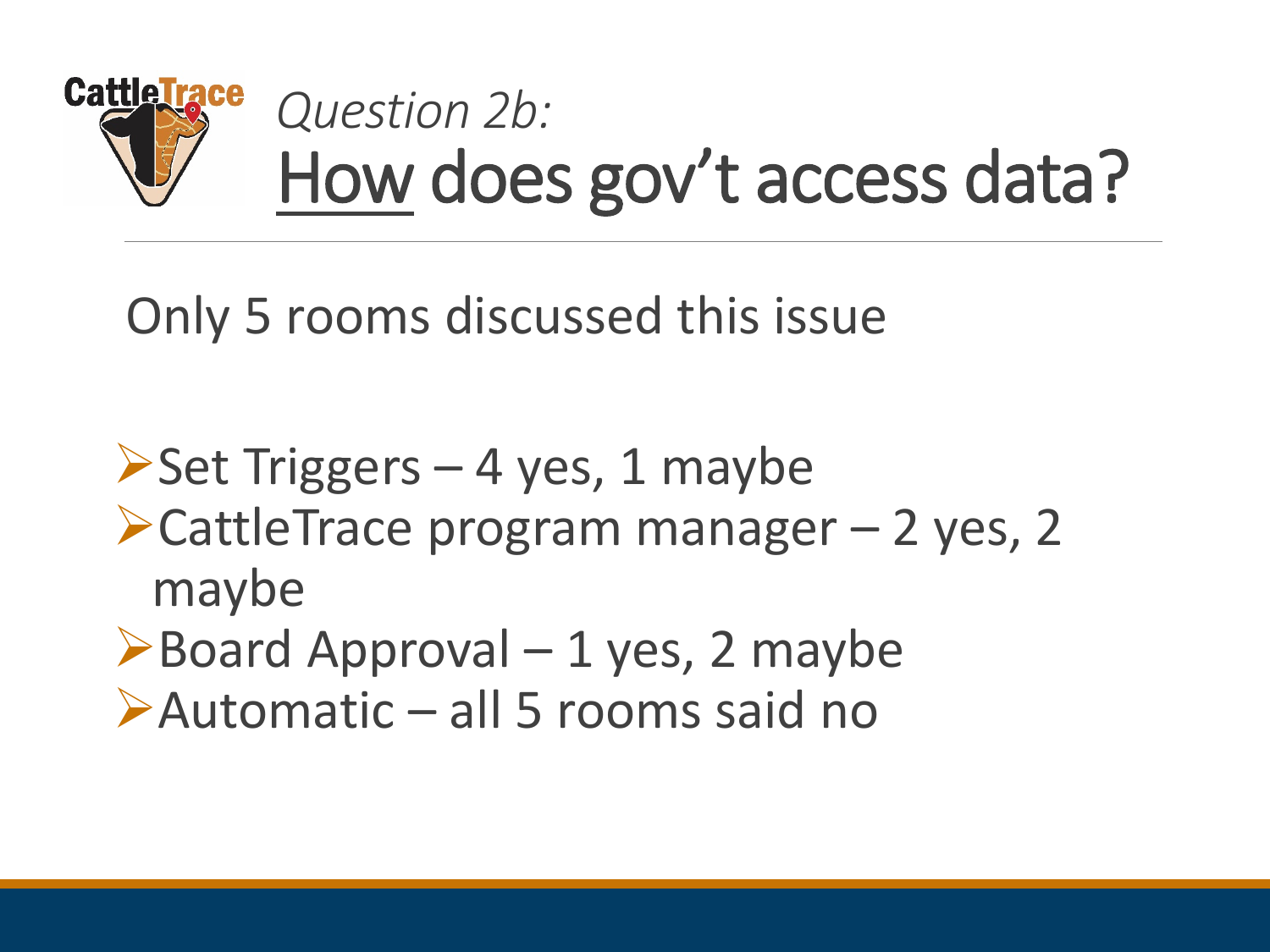# *Question 2b:*
# How does gov't access data?

Only 5 rooms discussed this issue

- Set Triggers – 4 yes, 1 maybe
- CattleTrace program manager – 2 yes, 2 maybe
- Board Approval – 1 yes, 2 maybe
- Automatic – all 5 rooms said no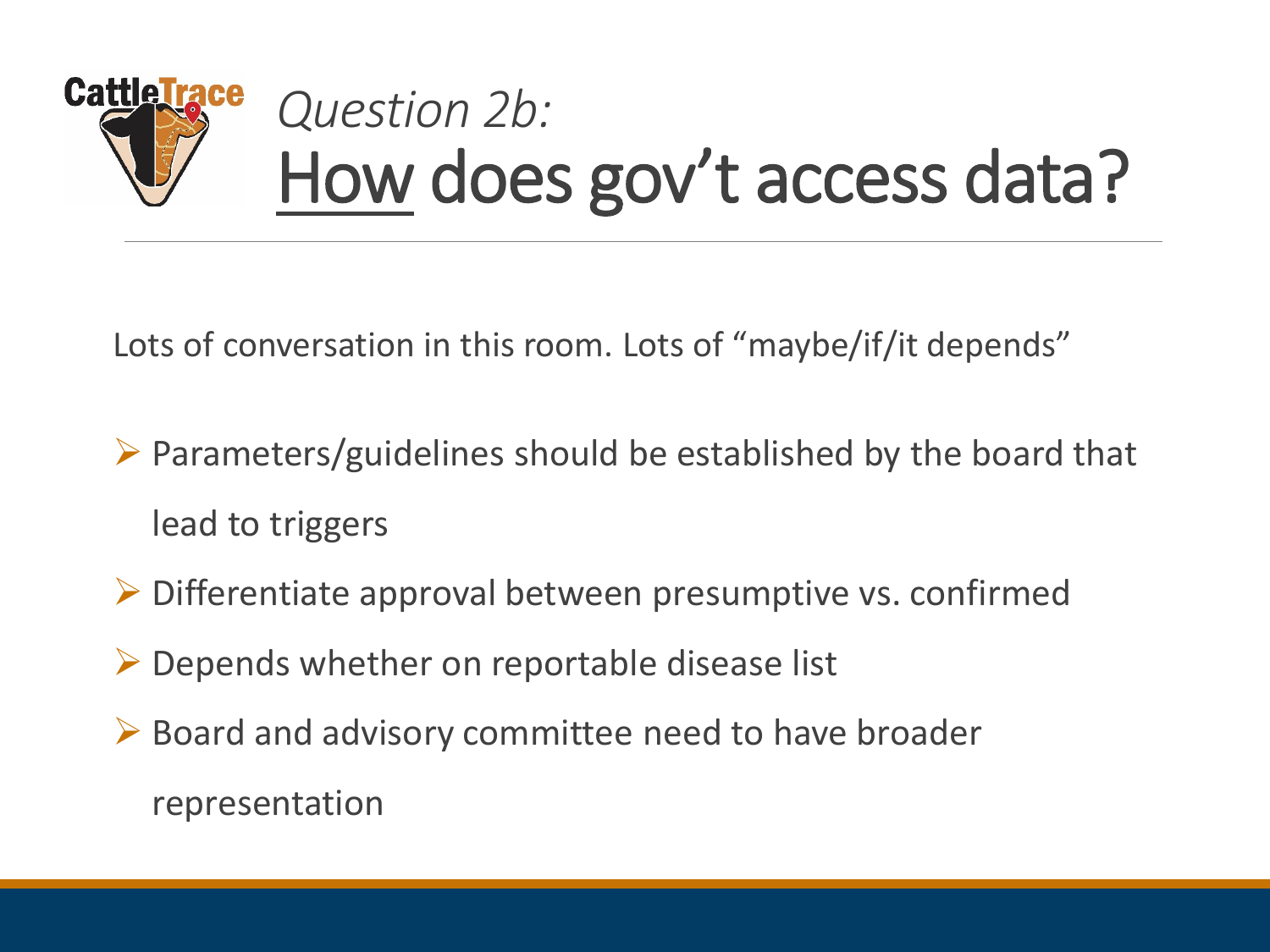# *Question 2b:* How does gov't access data?

Lots of conversation in this room. Lots of "maybe/if/it depends"

- Parameters/guidelines should be established by the board that lead to triggers
- Differentiate approval between presumptive vs. confirmed
- Depends whether on reportable disease list
- Board and advisory committee need to have broader representation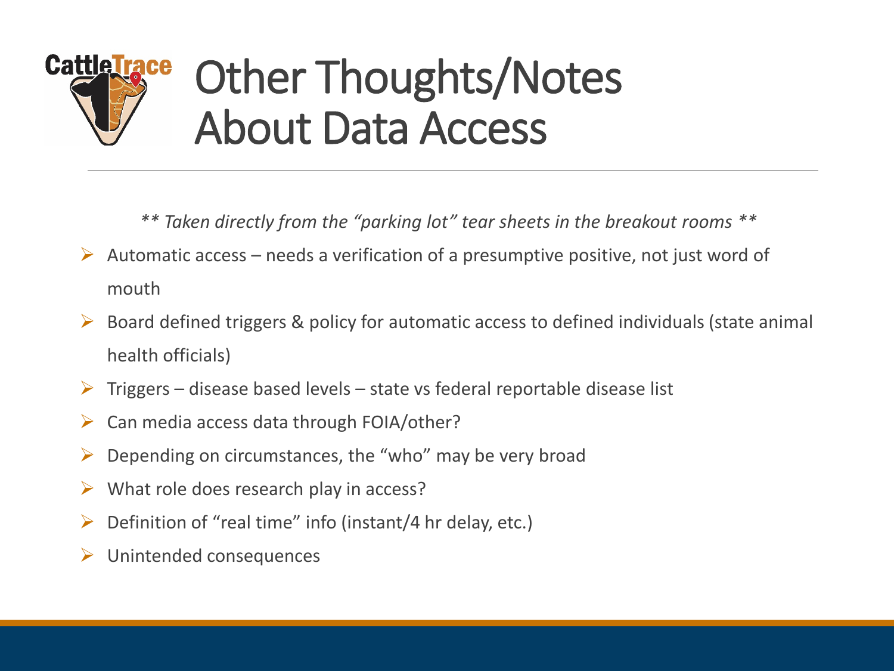# Other Thoughts/Notes About Data Access

*** Taken directly from the "parking lot" tear sheets in the breakout rooms ***

- Automatic access – needs a verification of a presumptive positive, not just word of mouth
- Board defined triggers & policy for automatic access to defined individuals (state animal health officials)
- Triggers – disease based levels – state vs federal reportable disease list
- Can media access data through FOIA/other?
- Depending on circumstances, the "who" may be very broad
- What role does research play in access?
- Definition of "real time" info (instant/4 hr delay, etc.)
- Unintended consequences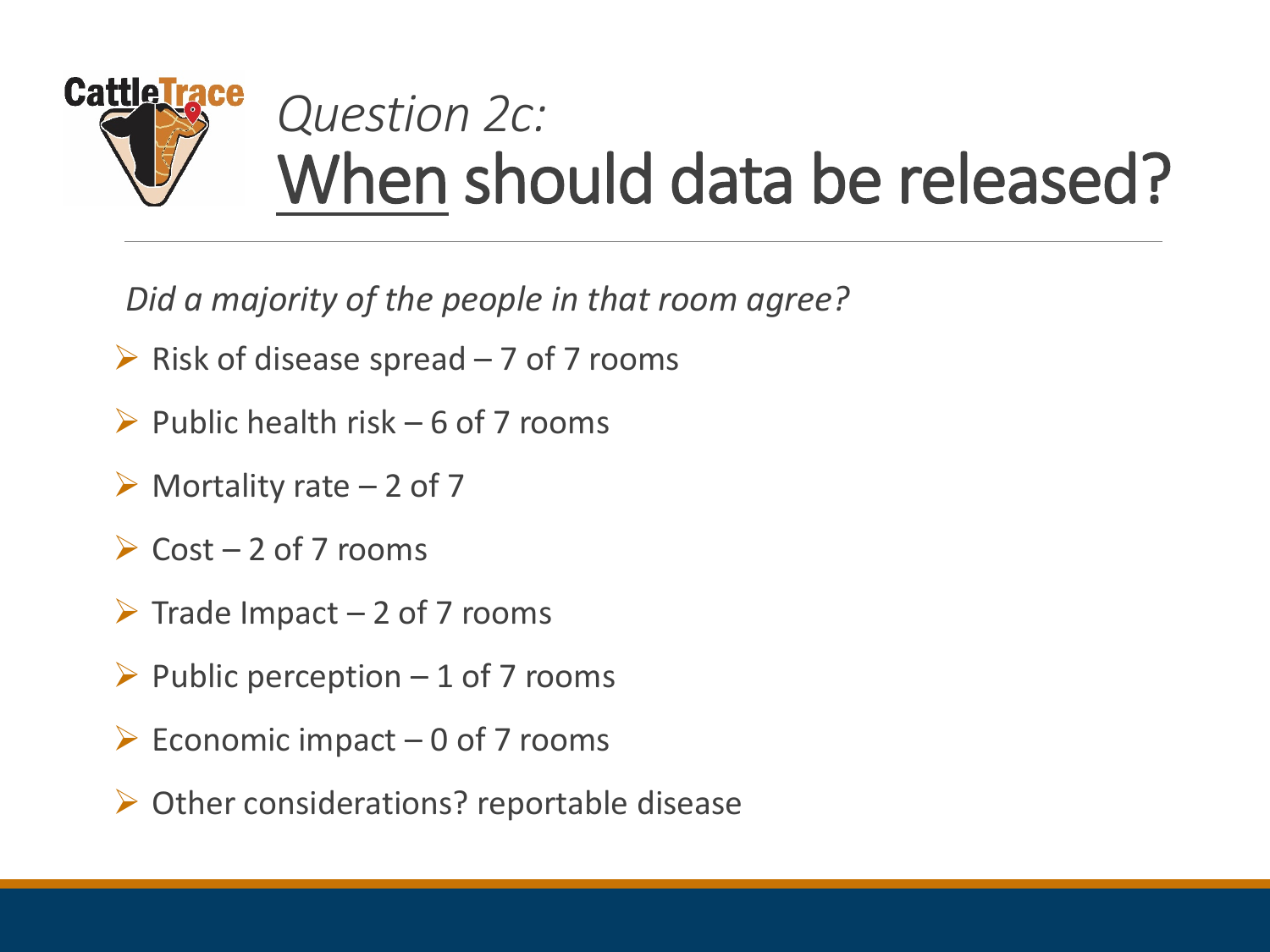# *Question 2c:* When should data be released?

*Did a majority of the people in that room agree?*

- Risk of disease spread – 7 of 7 rooms
- Public health risk – 6 of 7 rooms
- Mortality rate – 2 of 7
- Cost – 2 of 7 rooms
- Trade Impact – 2 of 7 rooms
- Public perception – 1 of 7 rooms
- Economic impact – 0 of 7 rooms
- Other considerations? reportable disease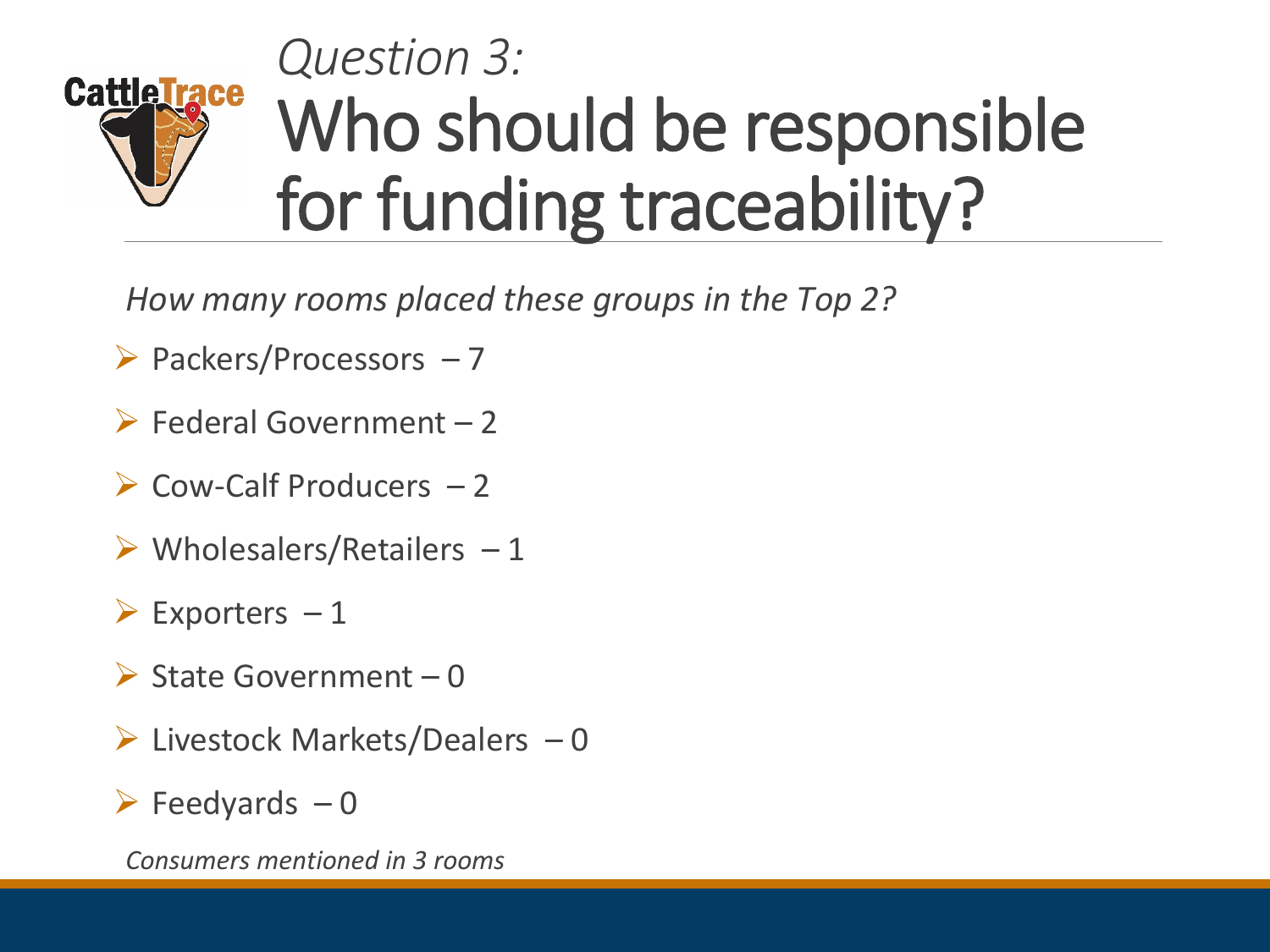*Question 3:*

# Who should be responsible for funding traceability?

*How many rooms placed these groups in the Top 2?*

- Packers/Processors – 7
- Federal Government – 2
- Cow-Calf Producers – 2
- Wholesalers/Retailers – 1
- Exporters – 1
- State Government – 0
- Livestock Markets/Dealers – 0
- Feedyards – 0

*Consumers mentioned in 3 rooms*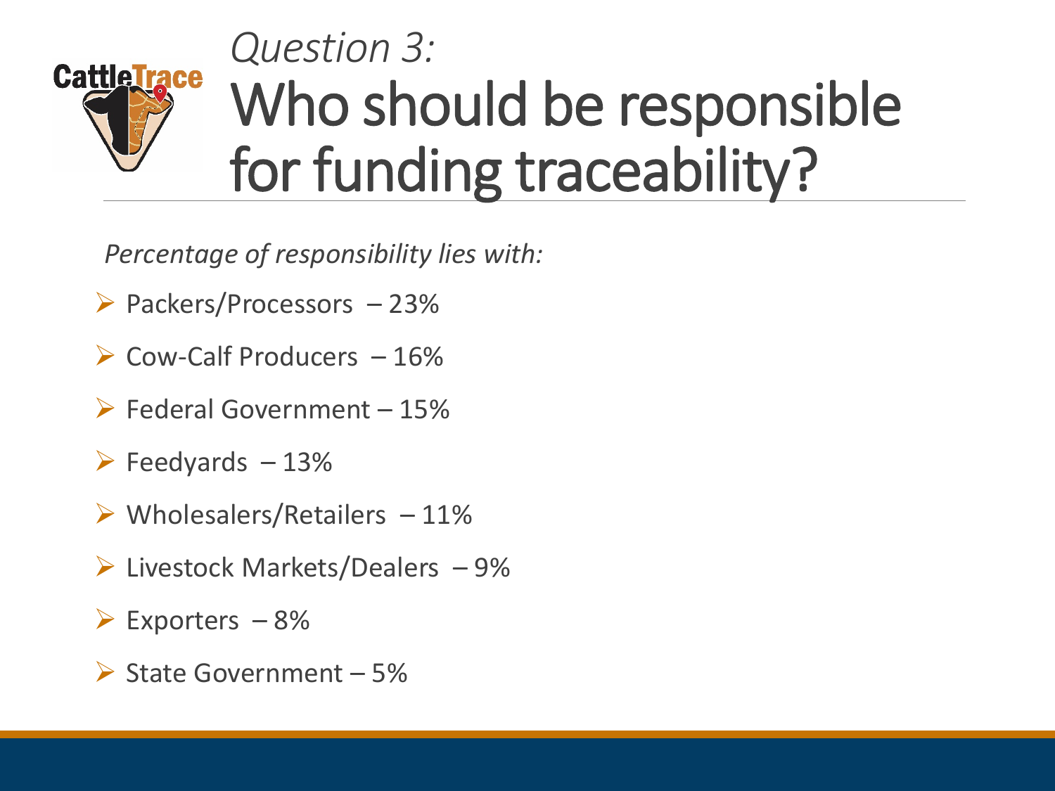*Question 3:*

# Who should be responsible for funding traceability?

*Percentage of responsibility lies with:*

- Packers/Processors – 23%
- Cow-Calf Producers – 16%
- Federal Government – 15%
- Feedyards – 13%
- Wholesalers/Retailers – 11%
- Livestock Markets/Dealers – 9%
- Exporters – 8%
- State Government – 5%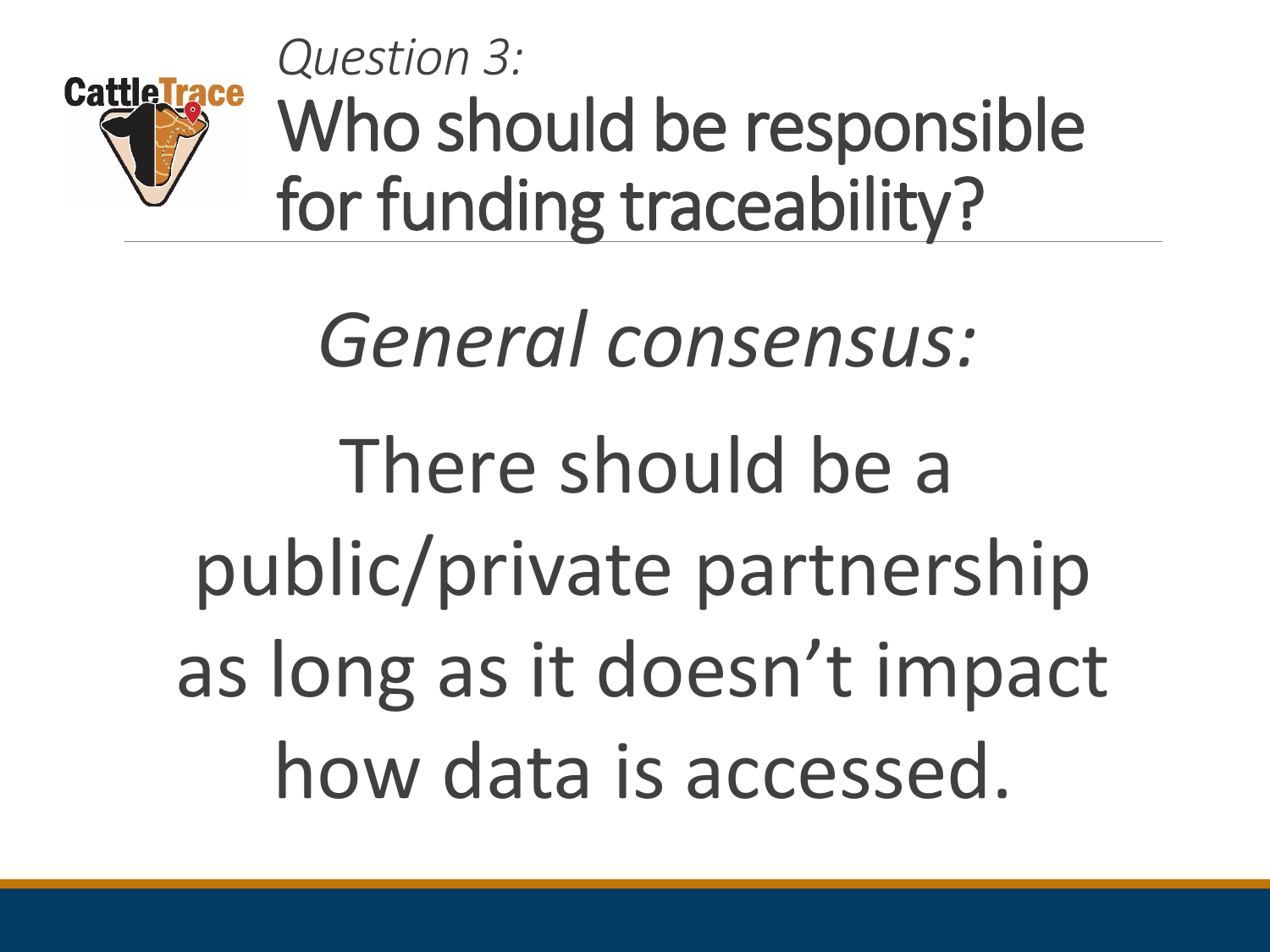*Question 3:*

# Who should be responsible for funding traceability?

*General consensus:*

There should be a public/private partnership as long as it doesn't impact how data is accessed.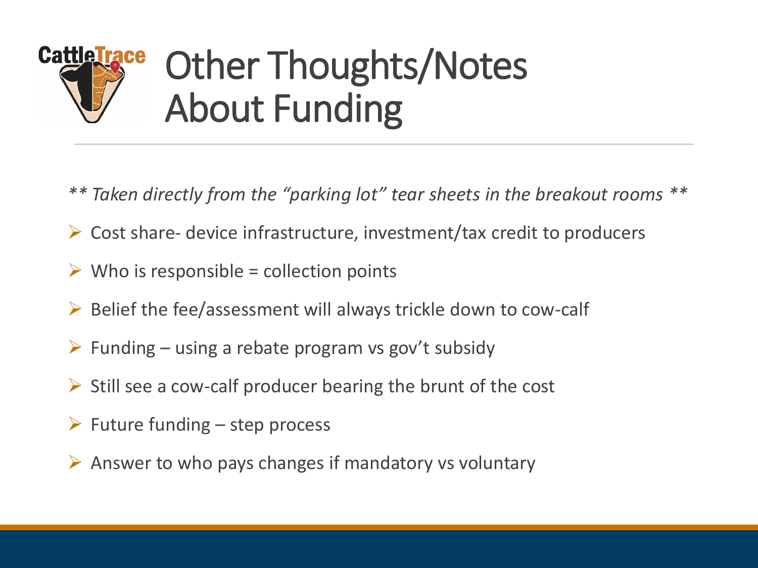# Other Thoughts/Notes About Funding

*** Taken directly from the "parking lot" tear sheets in the breakout rooms ***

- Cost share- device infrastructure, investment/tax credit to producers
- Who is responsible = collection points
- Belief the fee/assessment will always trickle down to cow-calf
- Funding – using a rebate program vs gov't subsidy
- Still see a cow-calf producer bearing the brunt of the cost
- Future funding – step process
- Answer to who pays changes if mandatory vs voluntary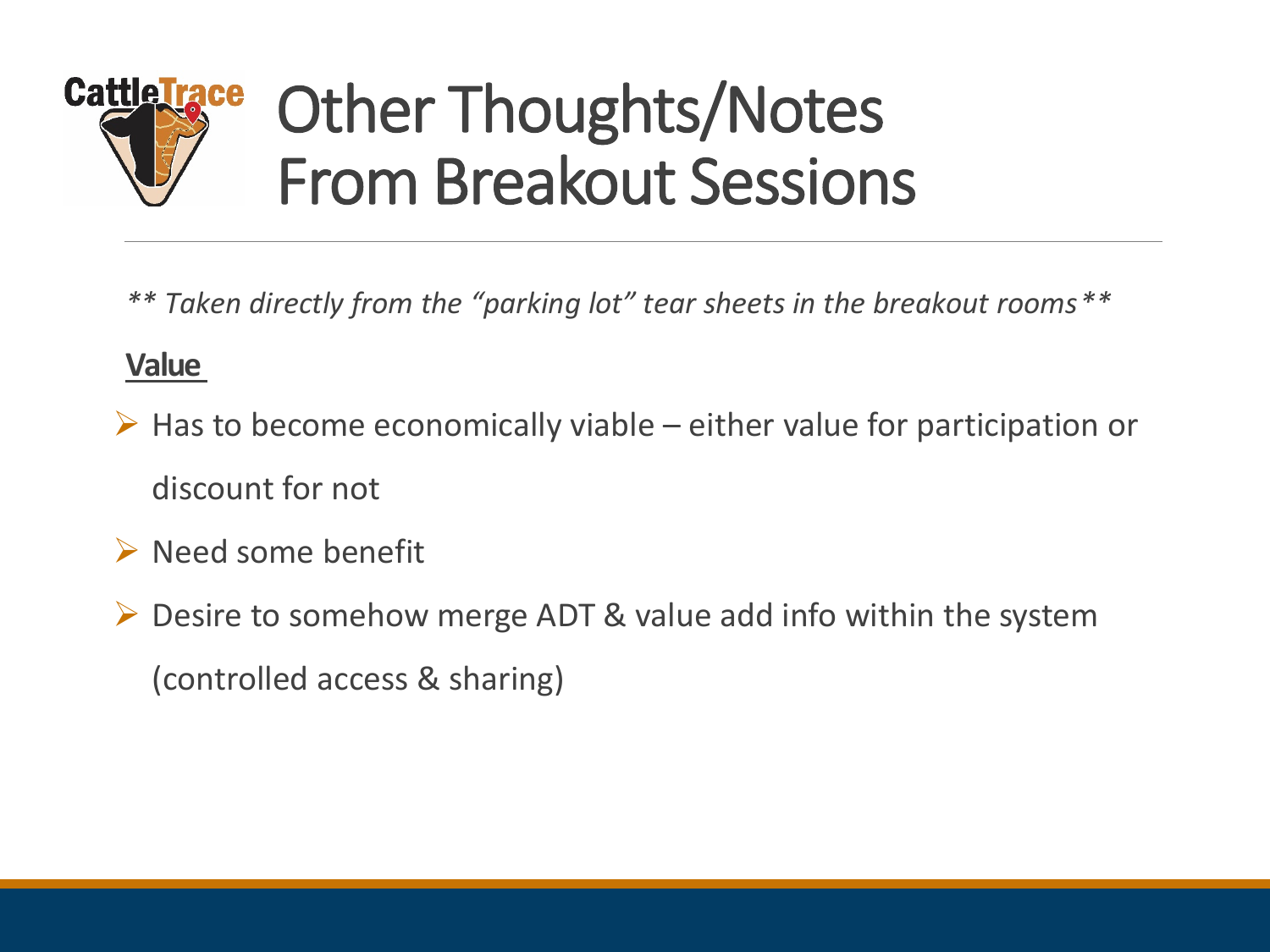# Other Thoughts/Notes From Breakout Sessions

*** Taken directly from the "parking lot" tear sheets in the breakout rooms***

**Value**

- Has to become economically viable – either value for participation or discount for not
- Need some benefit
- Desire to somehow merge ADT & value add info within the system (controlled access & sharing)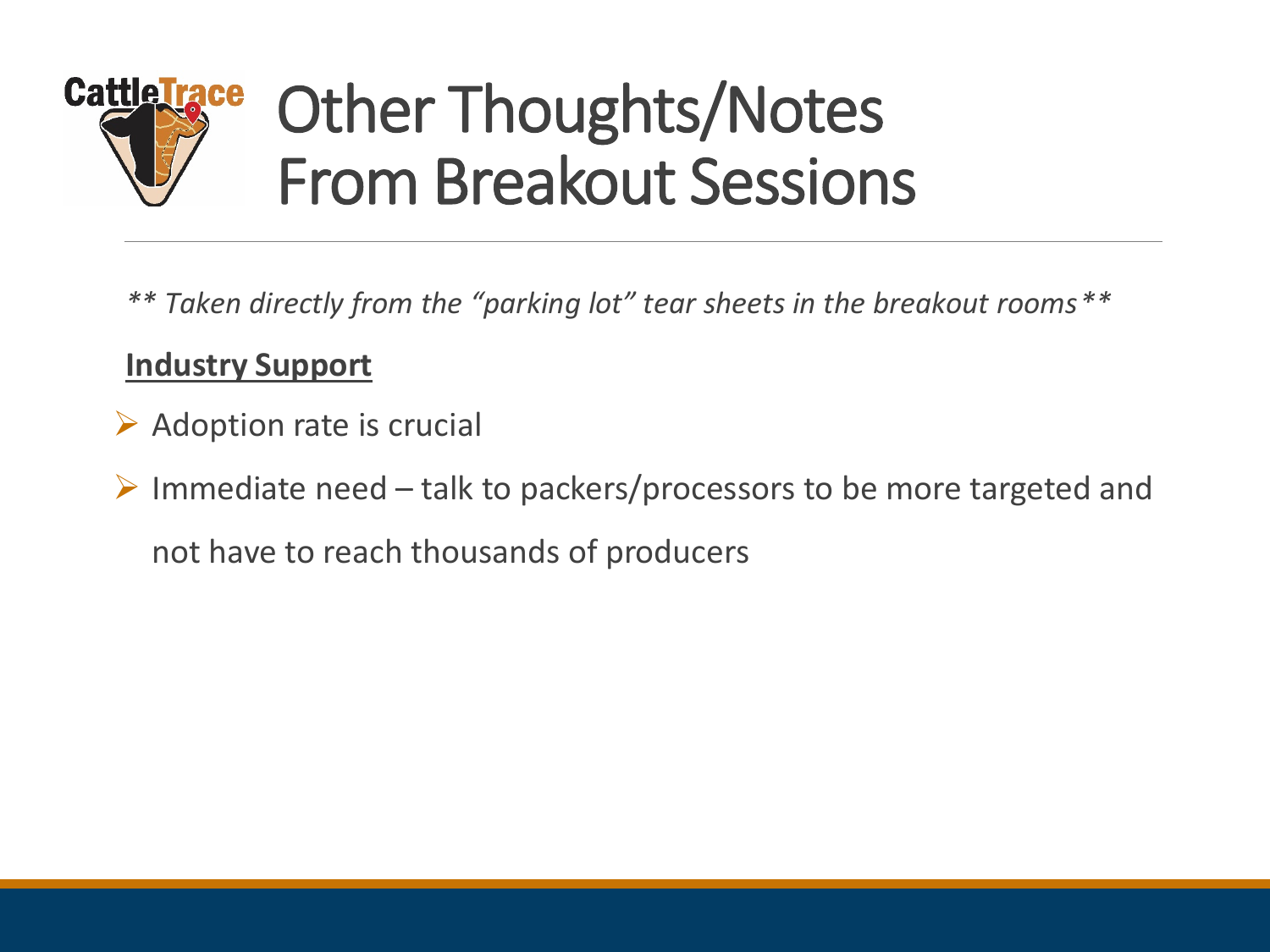# Other Thoughts/Notes From Breakout Sessions

*** Taken directly from the "parking lot" tear sheets in the breakout rooms ***

**Industry Support**

- Adoption rate is crucial
- Immediate need – talk to packers/processors to be more targeted and not have to reach thousands of producers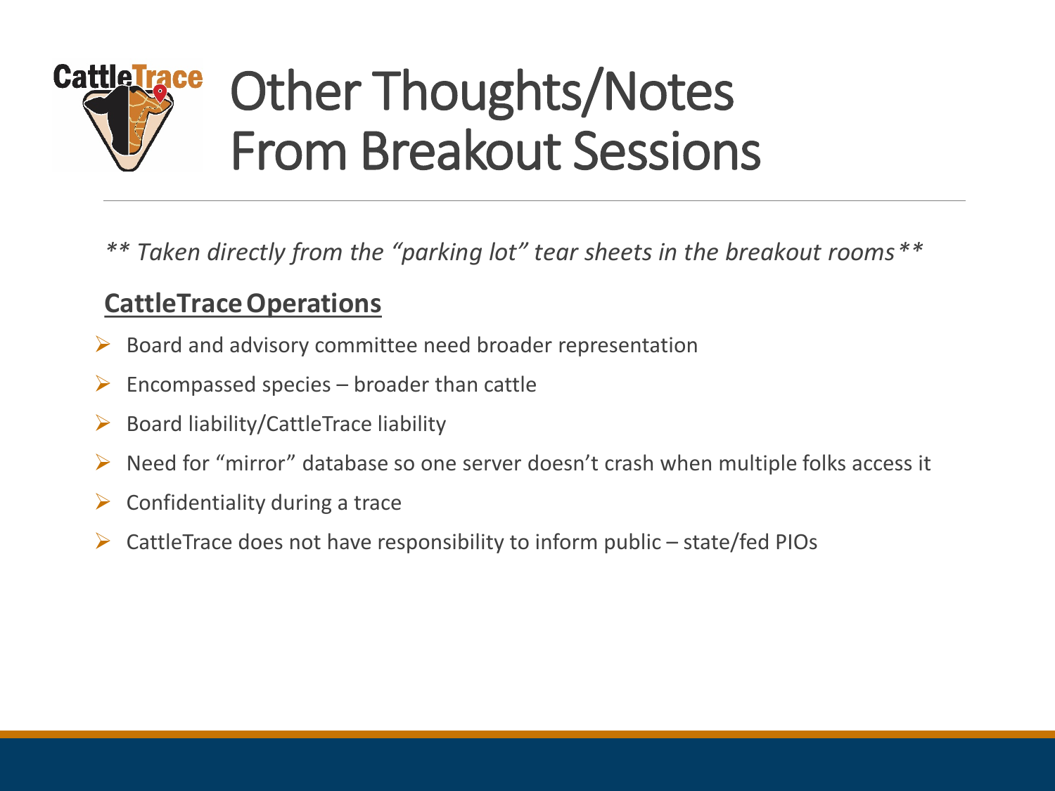# Other Thoughts/Notes From Breakout Sessions

*** Taken directly from the "parking lot" tear sheets in the breakout rooms ***

## CattleTrace Operations

- Board and advisory committee need broader representation
- Encompassed species – broader than cattle
- Board liability/CattleTrace liability
- Need for "mirror" database so one server doesn't crash when multiple folks access it
- Confidentiality during a trace
- CattleTrace does not have responsibility to inform public – state/fed PIOs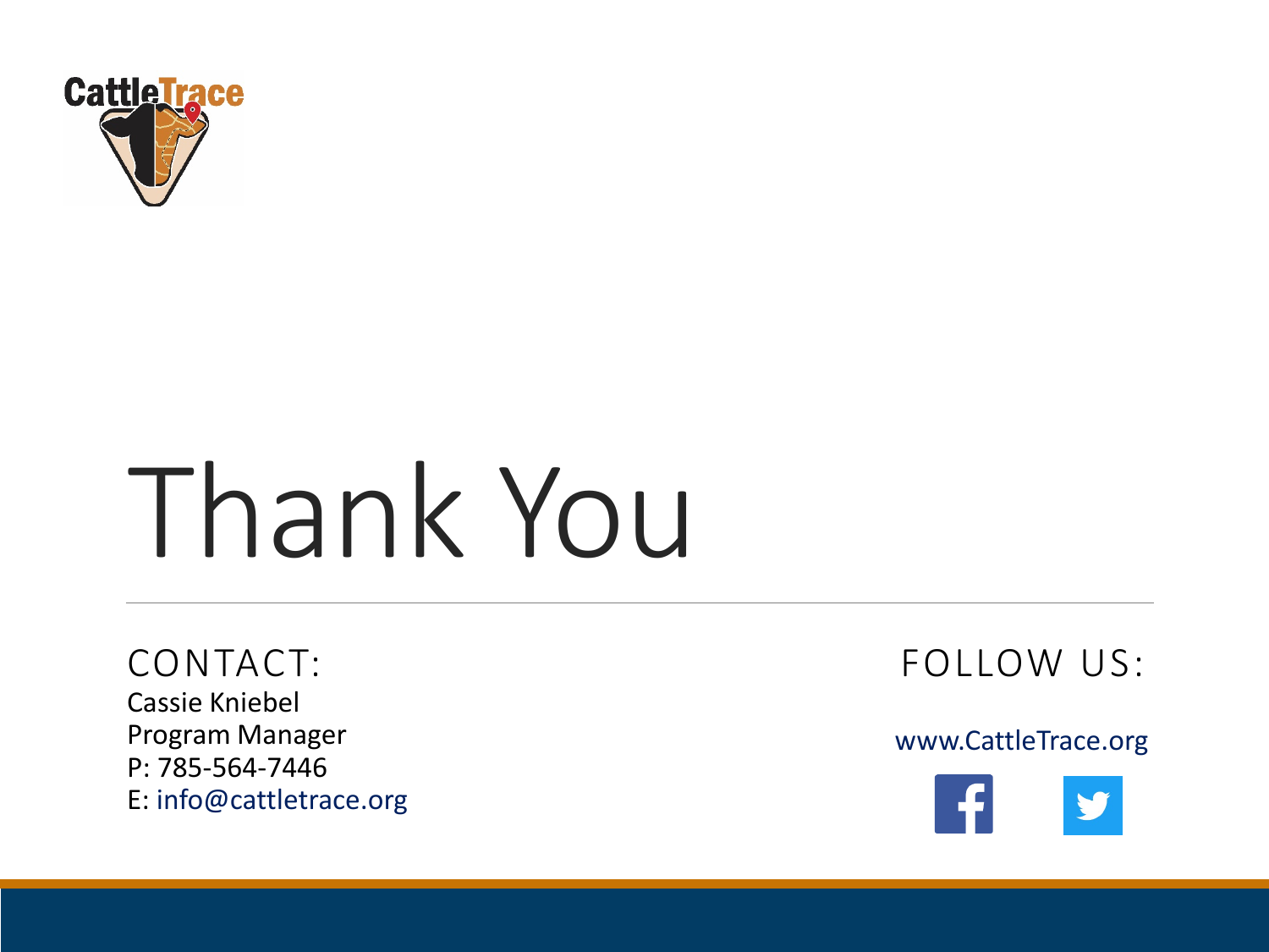CattleTrace

# Thank You

CONTACT:

Cassie Kniebel
Program Manager
P: 785-564-7446
E: info@cattletrace.org

FOLLOW US:

www.CattleTrace.org